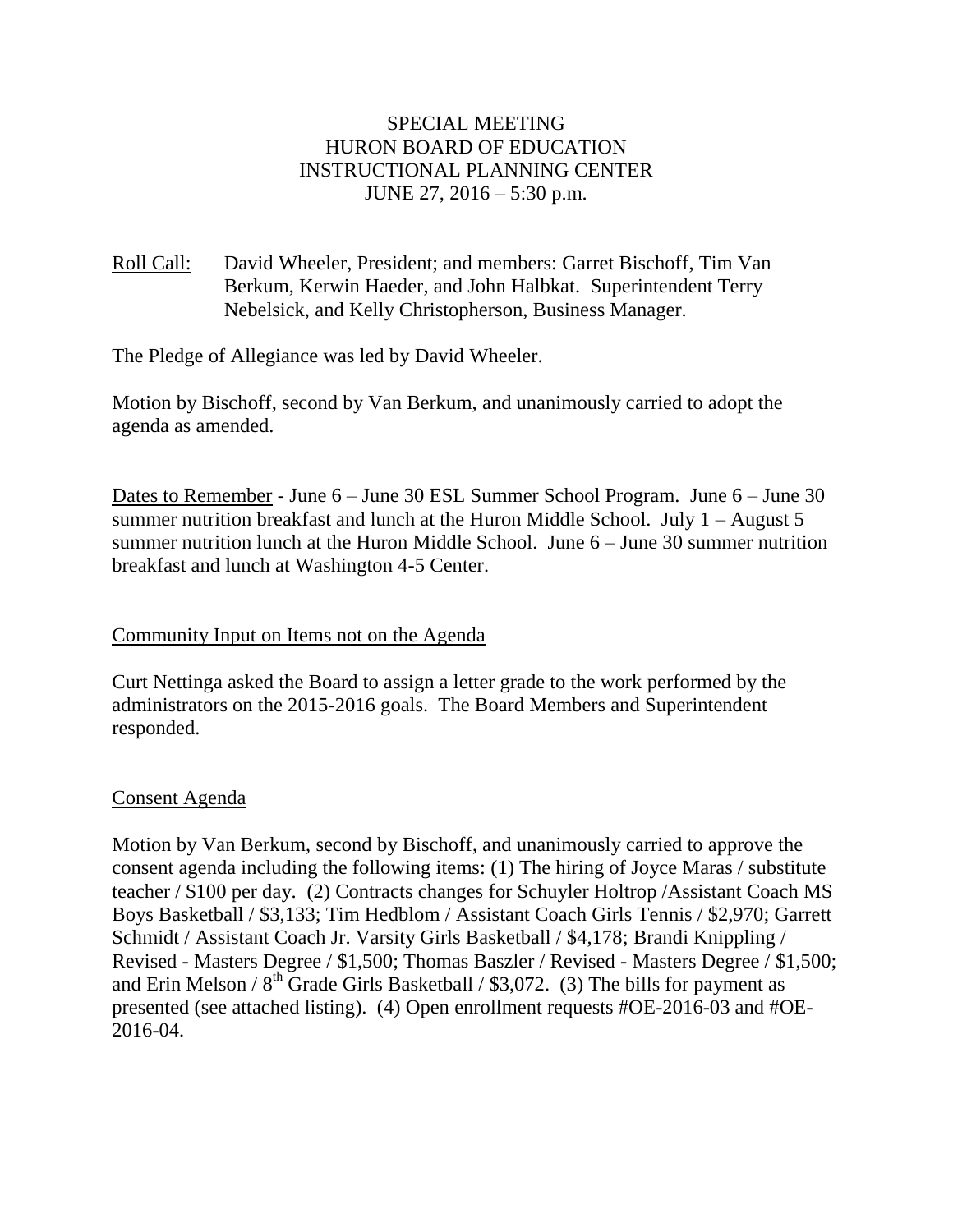SPECIAL MEETING
HURON BOARD OF EDUCATION
INSTRUCTIONAL PLANNING CENTER
JUNE 27, 2016 – 5:30 p.m.

Roll Call: David Wheeler, President; and members: Garret Bischoff, Tim Van Berkum, Kerwin Haeder, and John Halbkat. Superintendent Terry Nebelsick, and Kelly Christopherson, Business Manager.

The Pledge of Allegiance was led by David Wheeler.

Motion by Bischoff, second by Van Berkum, and unanimously carried to adopt the agenda as amended.

Dates to Remember - June 6 – June 30 ESL Summer School Program. June 6 – June 30 summer nutrition breakfast and lunch at the Huron Middle School. July 1 – August 5 summer nutrition lunch at the Huron Middle School. June 6 – June 30 summer nutrition breakfast and lunch at Washington 4-5 Center.

Community Input on Items not on the Agenda

Curt Nettinga asked the Board to assign a letter grade to the work performed by the administrators on the 2015-2016 goals. The Board Members and Superintendent responded.

Consent Agenda

Motion by Van Berkum, second by Bischoff, and unanimously carried to approve the consent agenda including the following items: (1) The hiring of Joyce Maras / substitute teacher / $100 per day. (2) Contracts changes for Schuyler Holtrop /Assistant Coach MS Boys Basketball / $3,133; Tim Hedblom / Assistant Coach Girls Tennis / $2,970; Garrett Schmidt / Assistant Coach Jr. Varsity Girls Basketball / $4,178; Brandi Knippling / Revised - Masters Degree / $1,500; Thomas Baszler / Revised - Masters Degree / $1,500; and Erin Melson / 8th Grade Girls Basketball / $3,072. (3) The bills for payment as presented (see attached listing). (4) Open enrollment requests #OE-2016-03 and #OE-2016-04.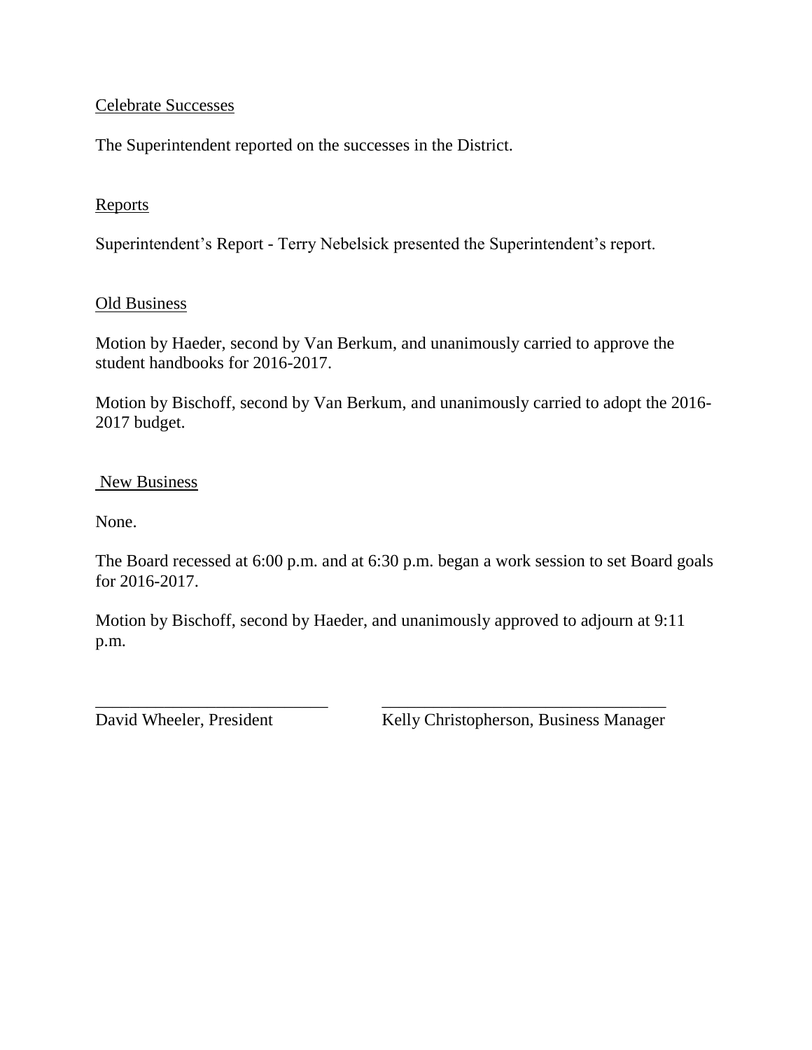Celebrate Successes

The Superintendent reported on the successes in the District.

Reports

Superintendent's Report - Terry Nebelsick presented the Superintendent's report.

Old Business

Motion by Haeder, second by Van Berkum, and unanimously carried to approve the student handbooks for 2016-2017.

Motion by Bischoff, second by Van Berkum, and unanimously carried to adopt the 2016-2017 budget.

New Business

None.

The Board recessed at 6:00 p.m. and at 6:30 p.m. began a work session to set Board goals for 2016-2017.

Motion by Bischoff, second by Haeder, and unanimously approved to adjourn at 9:11 p.m.

\_\_\_\_\_\_\_\_\_\_\_\_\_\_\_\_\_\_\_\_\_\_\_\_\_\_\_\_ \_\_\_\_\_\_\_\_\_\_\_\_\_\_\_\_\_\_\_\_\_\_\_\_\_\_\_\_\_\_\_\_\_\_\_

David Wheeler, President Kelly Christopherson, Business Manager